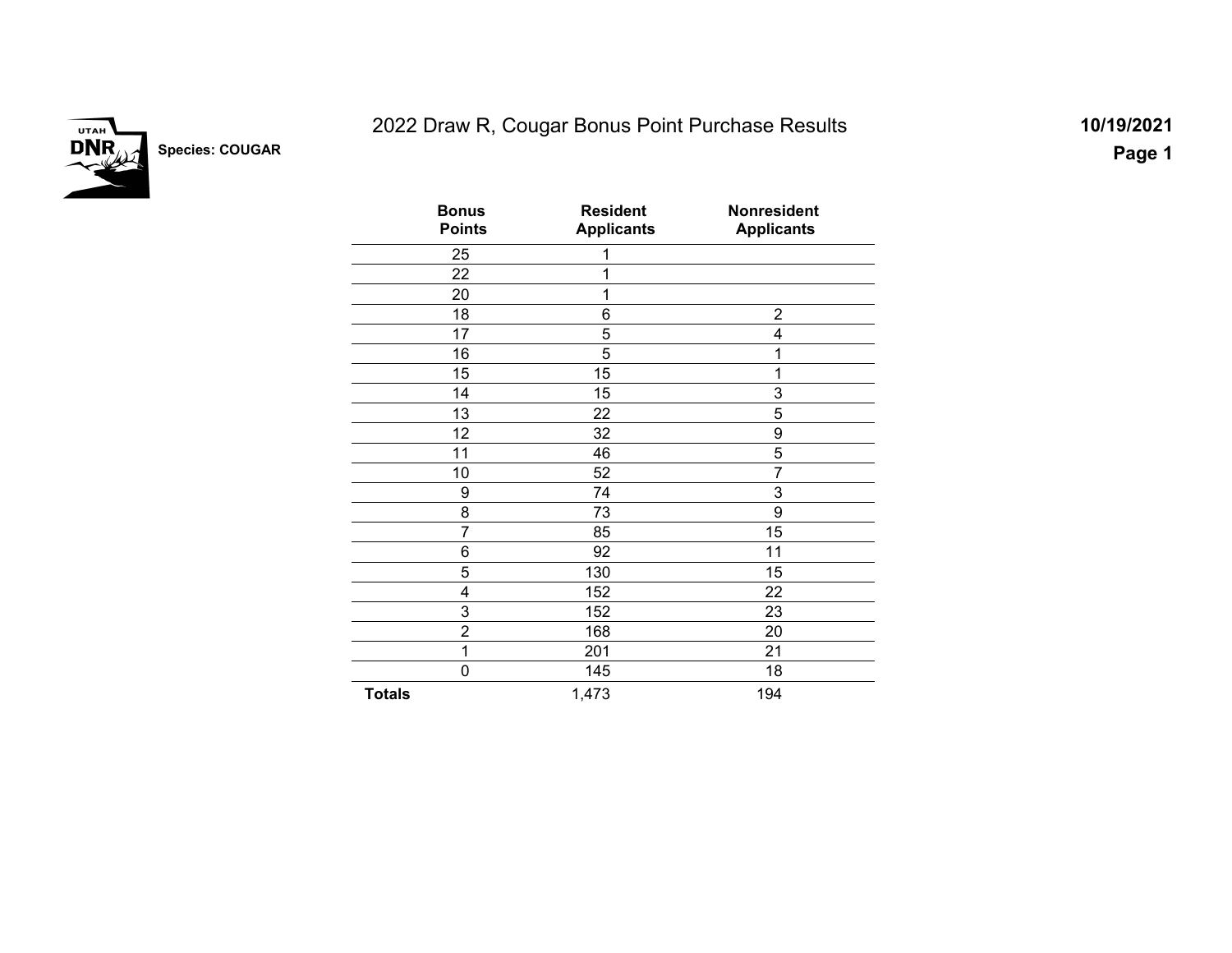# 2022 Draw R, Cougar Bonus Point Purchase Results

**Species: COUGAR**

**10/19/2021**

| Bonus Points | Resident Applicants | Nonresident Applicants |
|---|---|---|
| 25 | 1 | |
| 22 | 1 | |
| 20 | 1 | |
| 18 | 6 | 2 |
| 17 | 5 | 4 |
| 16 | 5 | 1 |
| 15 | 15 | 1 |
| 14 | 15 | 3 |
| 13 | 22 | 5 |
| 12 | 32 | 9 |
| 11 | 46 | 5 |
| 10 | 52 | 7 |
| 9 | 74 | 3 |
| 8 | 73 | 9 |
| 7 | 85 | 15 |
| 6 | 92 | 11 |
| 5 | 130 | 15 |
| 4 | 152 | 22 |
| 3 | 152 | 23 |
| 2 | 168 | 20 |
| 1 | 201 | 21 |
| 0 | 145 | 18 |
| **Totals** | 1,473 | 194 |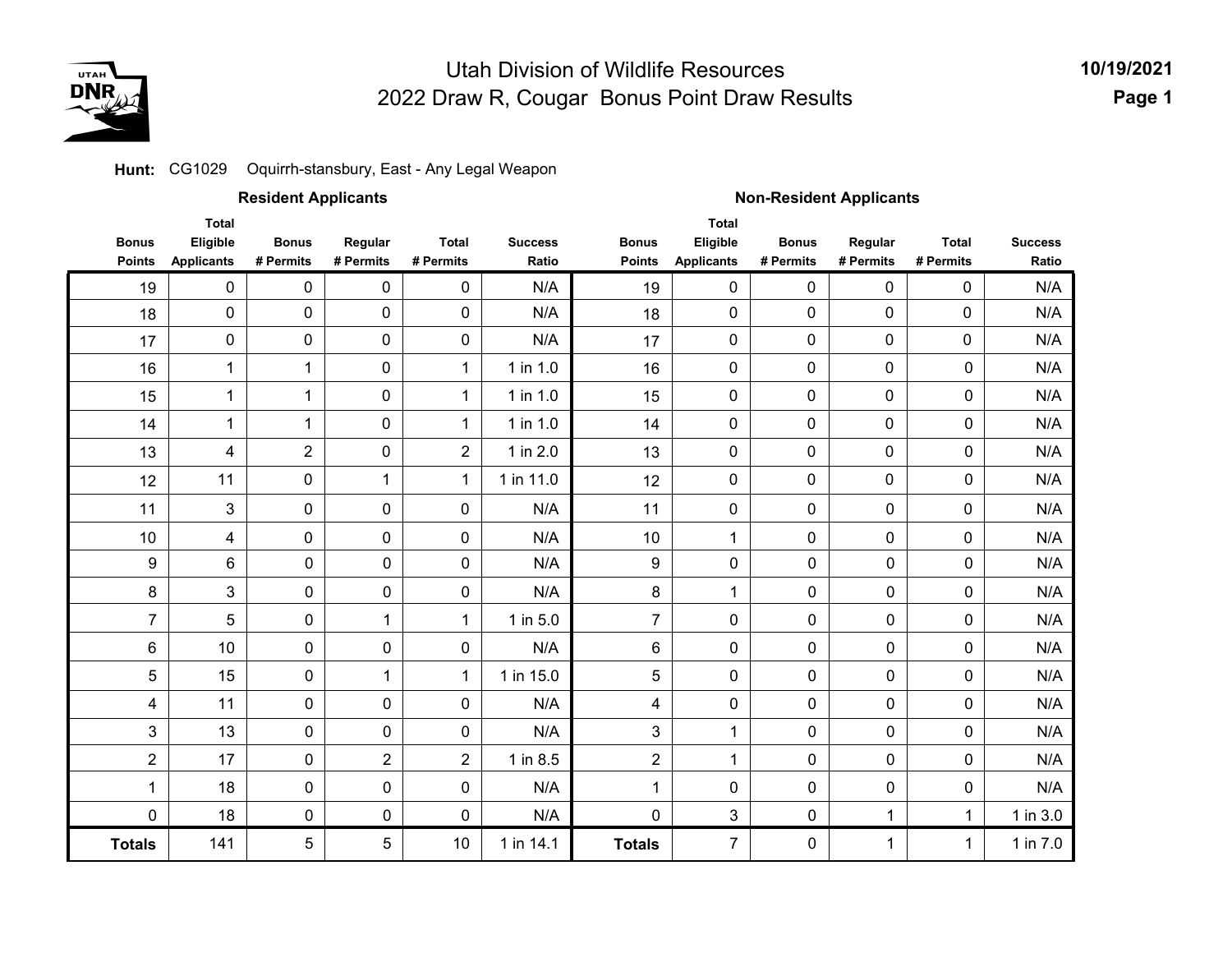# Utah Division of Wildlife Resources
# 2022 Draw R, Cougar Bonus Point Draw Results

10/19/2021

**Hunt:** CG1029 Oquirrh-stansbury, East - Any Legal Weapon

| Resident Applicants | | | | | | Non-Resident Applicants | | | | | |
|---|---|---|---|---|---|---|---|---|---|---|---|
| Bonus Points | Total Eligible Applicants | Bonus # Permits | Regular # Permits | Total # Permits | Success Ratio | Bonus Points | Total Eligible Applicants | Bonus # Permits | Regular # Permits | Total # Permits | Success Ratio |
| 19 | 0 | 0 | 0 | 0 | N/A | 19 | 0 | 0 | 0 | 0 | N/A |
| 18 | 0 | 0 | 0 | 0 | N/A | 18 | 0 | 0 | 0 | 0 | N/A |
| 17 | 0 | 0 | 0 | 0 | N/A | 17 | 0 | 0 | 0 | 0 | N/A |
| 16 | 1 | 1 | 0 | 1 | 1 in 1.0 | 16 | 0 | 0 | 0 | 0 | N/A |
| 15 | 1 | 1 | 0 | 1 | 1 in 1.0 | 15 | 0 | 0 | 0 | 0 | N/A |
| 14 | 1 | 1 | 0 | 1 | 1 in 1.0 | 14 | 0 | 0 | 0 | 0 | N/A |
| 13 | 4 | 2 | 0 | 2 | 1 in 2.0 | 13 | 0 | 0 | 0 | 0 | N/A |
| 12 | 11 | 0 | 1 | 1 | 1 in 11.0 | 12 | 0 | 0 | 0 | 0 | N/A |
| 11 | 3 | 0 | 0 | 0 | N/A | 11 | 0 | 0 | 0 | 0 | N/A |
| 10 | 4 | 0 | 0 | 0 | N/A | 10 | 1 | 0 | 0 | 0 | N/A |
| 9 | 6 | 0 | 0 | 0 | N/A | 9 | 0 | 0 | 0 | 0 | N/A |
| 8 | 3 | 0 | 0 | 0 | N/A | 8 | 1 | 0 | 0 | 0 | N/A |
| 7 | 5 | 0 | 1 | 1 | 1 in 5.0 | 7 | 0 | 0 | 0 | 0 | N/A |
| 6 | 10 | 0 | 0 | 0 | N/A | 6 | 0 | 0 | 0 | 0 | N/A |
| 5 | 15 | 0 | 1 | 1 | 1 in 15.0 | 5 | 0 | 0 | 0 | 0 | N/A |
| 4 | 11 | 0 | 0 | 0 | N/A | 4 | 0 | 0 | 0 | 0 | N/A |
| 3 | 13 | 0 | 0 | 0 | N/A | 3 | 1 | 0 | 0 | 0 | N/A |
| 2 | 17 | 0 | 2 | 2 | 1 in 8.5 | 2 | 1 | 0 | 0 | 0 | N/A |
| 1 | 18 | 0 | 0 | 0 | N/A | 1 | 0 | 0 | 0 | 0 | N/A |
| 0 | 18 | 0 | 0 | 0 | N/A | 0 | 3 | 0 | 1 | 1 | 1 in 3.0 |
| **Totals** | 141 | 5 | 5 | 10 | 1 in 14.1 | **Totals** | 7 | 0 | 1 | 1 | 1 in 7.0 |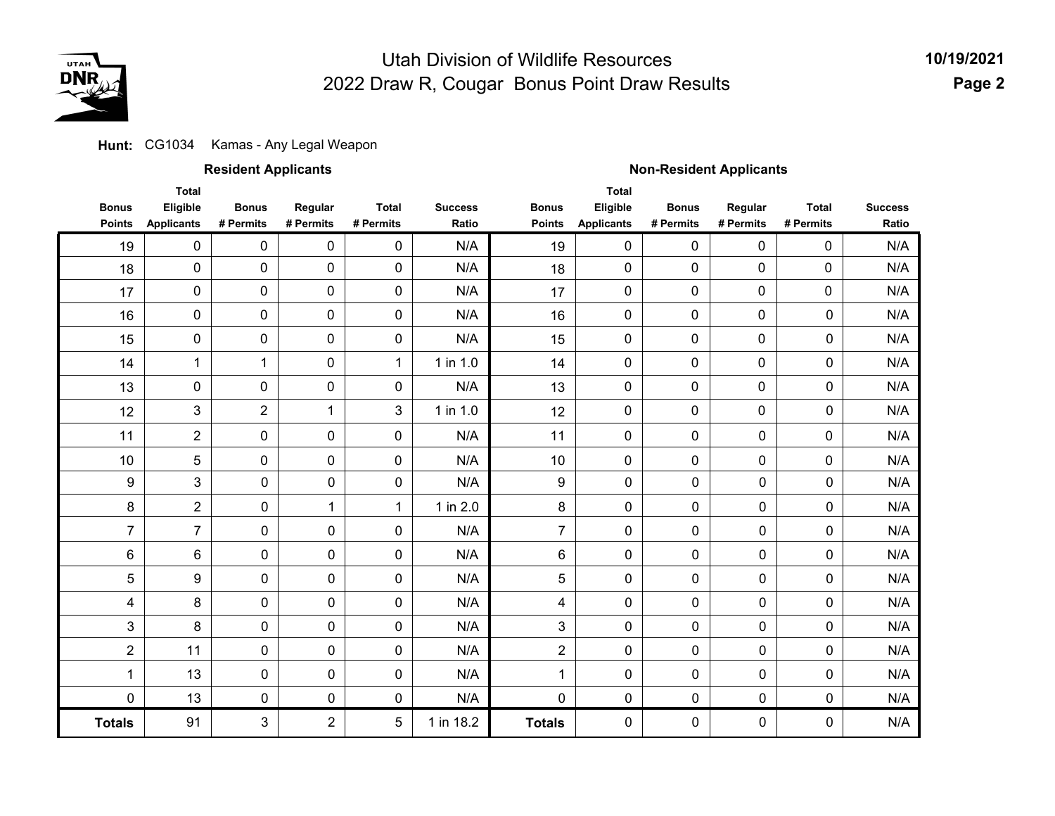# Utah Division of Wildlife Resources
## 2022 Draw R, Cougar Bonus Point Draw Results

**Hunt:** CG1034 Kamas - Any Legal Weapon

| Resident Applicants | | | | | | Non-Resident Applicants | | | | | |
|---|---|---|---|---|---|---|---|---|---|---|---|
| Bonus Points | Total Eligible Applicants | Bonus # Permits | Regular # Permits | Total # Permits | Success Ratio | Bonus Points | Total Eligible Applicants | Bonus # Permits | Regular # Permits | Total # Permits | Success Ratio |
| 19 | 0 | 0 | 0 | 0 | N/A | 19 | 0 | 0 | 0 | 0 | N/A |
| 18 | 0 | 0 | 0 | 0 | N/A | 18 | 0 | 0 | 0 | 0 | N/A |
| 17 | 0 | 0 | 0 | 0 | N/A | 17 | 0 | 0 | 0 | 0 | N/A |
| 16 | 0 | 0 | 0 | 0 | N/A | 16 | 0 | 0 | 0 | 0 | N/A |
| 15 | 0 | 0 | 0 | 0 | N/A | 15 | 0 | 0 | 0 | 0 | N/A |
| 14 | 1 | 1 | 0 | 1 | 1 in 1.0 | 14 | 0 | 0 | 0 | 0 | N/A |
| 13 | 0 | 0 | 0 | 0 | N/A | 13 | 0 | 0 | 0 | 0 | N/A |
| 12 | 3 | 2 | 1 | 3 | 1 in 1.0 | 12 | 0 | 0 | 0 | 0 | N/A |
| 11 | 2 | 0 | 0 | 0 | N/A | 11 | 0 | 0 | 0 | 0 | N/A |
| 10 | 5 | 0 | 0 | 0 | N/A | 10 | 0 | 0 | 0 | 0 | N/A |
| 9 | 3 | 0 | 0 | 0 | N/A | 9 | 0 | 0 | 0 | 0 | N/A |
| 8 | 2 | 0 | 1 | 1 | 1 in 2.0 | 8 | 0 | 0 | 0 | 0 | N/A |
| 7 | 7 | 0 | 0 | 0 | N/A | 7 | 0 | 0 | 0 | 0 | N/A |
| 6 | 6 | 0 | 0 | 0 | N/A | 6 | 0 | 0 | 0 | 0 | N/A |
| 5 | 9 | 0 | 0 | 0 | N/A | 5 | 0 | 0 | 0 | 0 | N/A |
| 4 | 8 | 0 | 0 | 0 | N/A | 4 | 0 | 0 | 0 | 0 | N/A |
| 3 | 8 | 0 | 0 | 0 | N/A | 3 | 0 | 0 | 0 | 0 | N/A |
| 2 | 11 | 0 | 0 | 0 | N/A | 2 | 0 | 0 | 0 | 0 | N/A |
| 1 | 13 | 0 | 0 | 0 | N/A | 1 | 0 | 0 | 0 | 0 | N/A |
| 0 | 13 | 0 | 0 | 0 | N/A | 0 | 0 | 0 | 0 | 0 | N/A |
| **Totals** | 91 | 3 | 2 | 5 | 1 in 18.2 | **Totals** | 0 | 0 | 0 | 0 | N/A |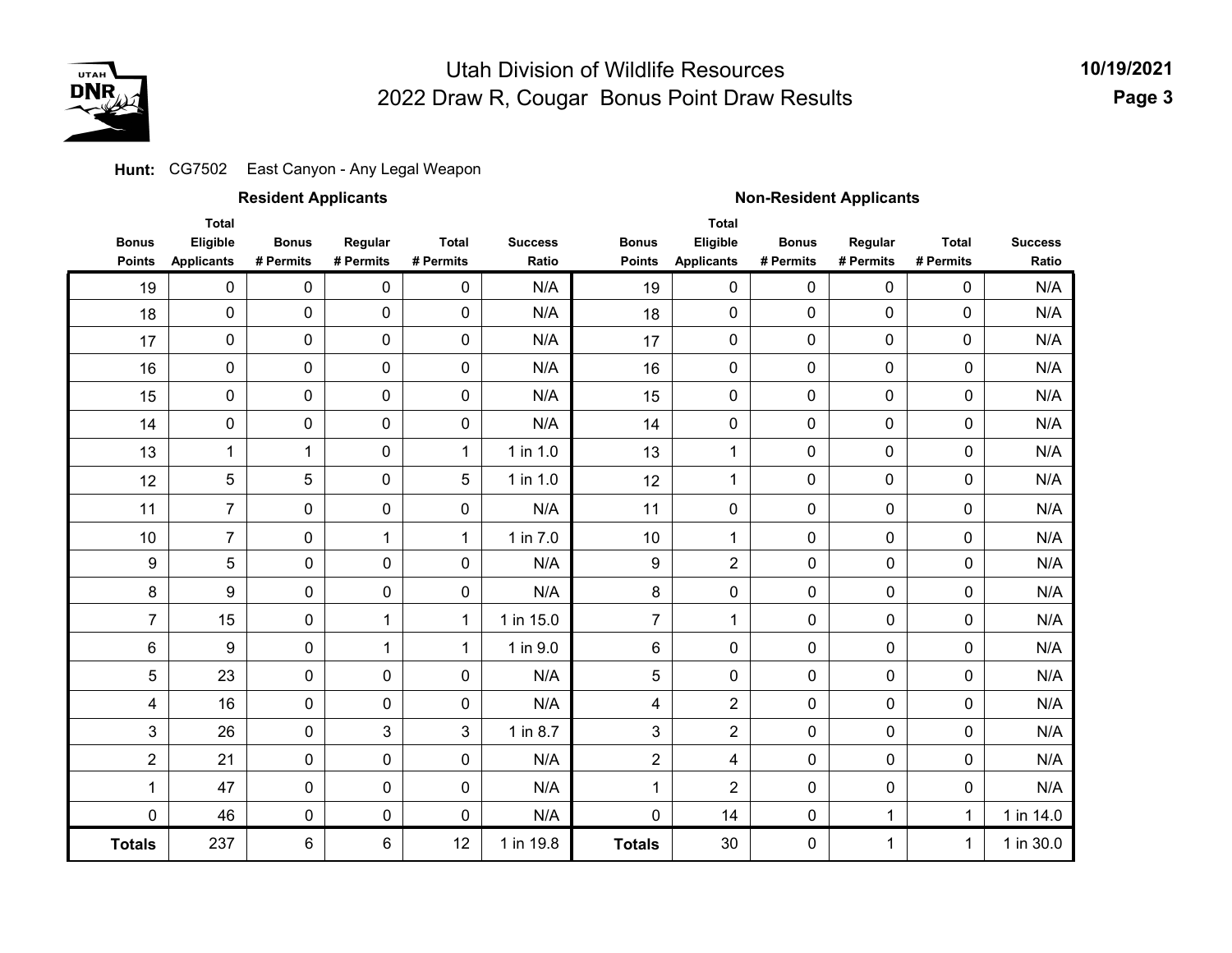# Utah Division of Wildlife Resources
## 2022 Draw R, Cougar Bonus Point Draw Results

10/19/2021

**Hunt:** CG7502 East Canyon - Any Legal Weapon

| Resident Applicants | | | | | | Non-Resident Applicants | | | | | |
|---|---|---|---|---|---|---|---|---|---|---|---|
| Bonus Points | Total Eligible Applicants | Bonus # Permits | Regular # Permits | Total # Permits | Success Ratio | Bonus Points | Total Eligible Applicants | Bonus # Permits | Regular # Permits | Total # Permits | Success Ratio |
| 19 | 0 | 0 | 0 | 0 | N/A | 19 | 0 | 0 | 0 | 0 | N/A |
| 18 | 0 | 0 | 0 | 0 | N/A | 18 | 0 | 0 | 0 | 0 | N/A |
| 17 | 0 | 0 | 0 | 0 | N/A | 17 | 0 | 0 | 0 | 0 | N/A |
| 16 | 0 | 0 | 0 | 0 | N/A | 16 | 0 | 0 | 0 | 0 | N/A |
| 15 | 0 | 0 | 0 | 0 | N/A | 15 | 0 | 0 | 0 | 0 | N/A |
| 14 | 0 | 0 | 0 | 0 | N/A | 14 | 0 | 0 | 0 | 0 | N/A |
| 13 | 1 | 1 | 0 | 1 | 1 in 1.0 | 13 | 1 | 0 | 0 | 0 | N/A |
| 12 | 5 | 5 | 0 | 5 | 1 in 1.0 | 12 | 1 | 0 | 0 | 0 | N/A |
| 11 | 7 | 0 | 0 | 0 | N/A | 11 | 0 | 0 | 0 | 0 | N/A |
| 10 | 7 | 0 | 1 | 1 | 1 in 7.0 | 10 | 1 | 0 | 0 | 0 | N/A |
| 9 | 5 | 0 | 0 | 0 | N/A | 9 | 2 | 0 | 0 | 0 | N/A |
| 8 | 9 | 0 | 0 | 0 | N/A | 8 | 0 | 0 | 0 | 0 | N/A |
| 7 | 15 | 0 | 1 | 1 | 1 in 15.0 | 7 | 1 | 0 | 0 | 0 | N/A |
| 6 | 9 | 0 | 1 | 1 | 1 in 9.0 | 6 | 0 | 0 | 0 | 0 | N/A |
| 5 | 23 | 0 | 0 | 0 | N/A | 5 | 0 | 0 | 0 | 0 | N/A |
| 4 | 16 | 0 | 0 | 0 | N/A | 4 | 2 | 0 | 0 | 0 | N/A |
| 3 | 26 | 0 | 3 | 3 | 1 in 8.7 | 3 | 2 | 0 | 0 | 0 | N/A |
| 2 | 21 | 0 | 0 | 0 | N/A | 2 | 4 | 0 | 0 | 0 | N/A |
| 1 | 47 | 0 | 0 | 0 | N/A | 1 | 2 | 0 | 0 | 0 | N/A |
| 0 | 46 | 0 | 0 | 0 | N/A | 0 | 14 | 0 | 1 | 1 | 1 in 14.0 |
| **Totals** | 237 | 6 | 6 | 12 | 1 in 19.8 | **Totals** | 30 | 0 | 1 | 1 | 1 in 30.0 |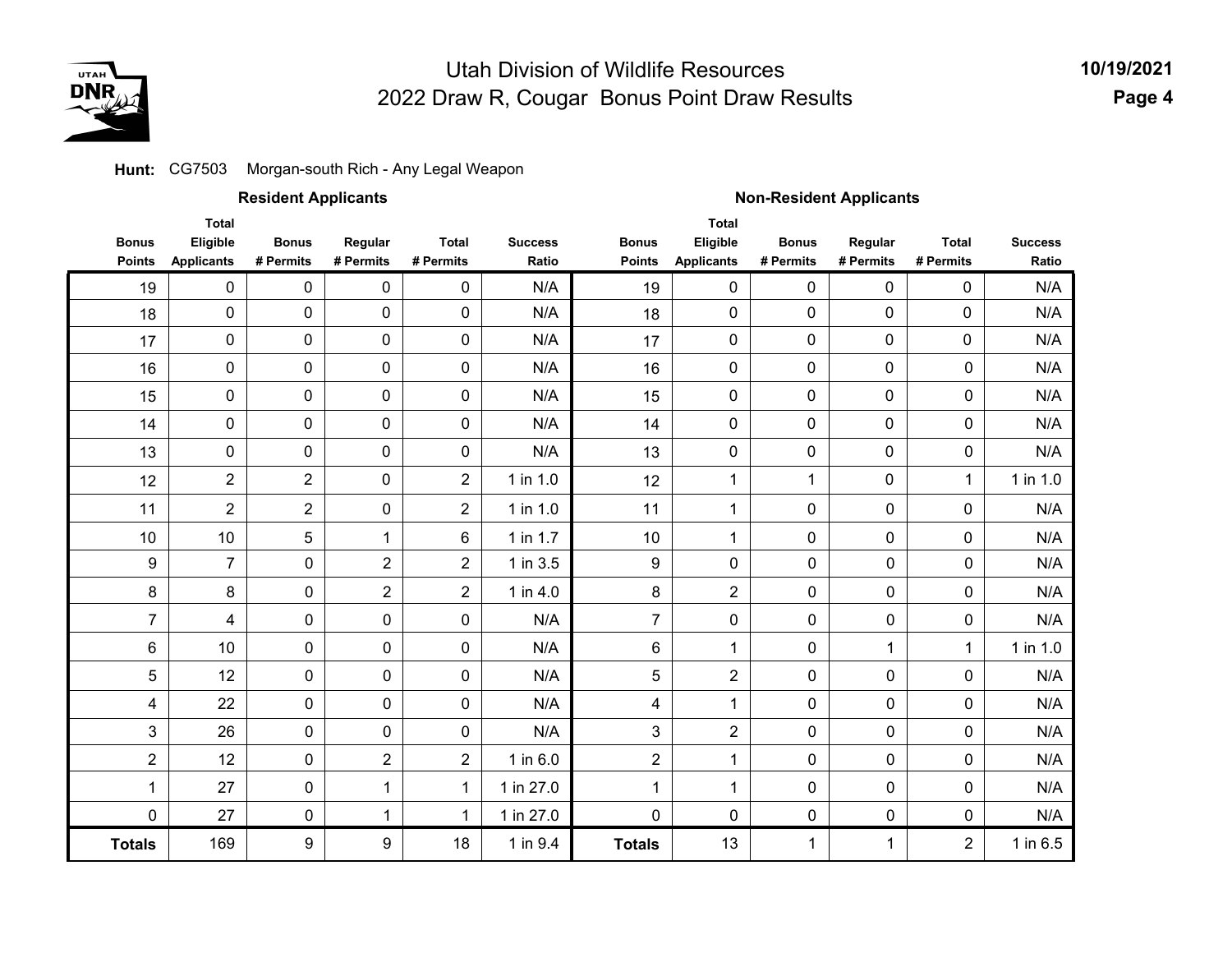# Utah Division of Wildlife Resources
## 2022 Draw R, Cougar Bonus Point Draw Results

**Hunt:** CG7503 Morgan-south Rich - Any Legal Weapon

| Resident Applicants | | | | | | Non-Resident Applicants | | | | | |
|---|---|---|---|---|---|---|---|---|---|---|---|
| Bonus Points | Total Eligible Applicants | Bonus # Permits | Regular # Permits | Total # Permits | Success Ratio | Bonus Points | Total Eligible Applicants | Bonus # Permits | Regular # Permits | Total # Permits | Success Ratio |
| 19 | 0 | 0 | 0 | 0 | N/A | 19 | 0 | 0 | 0 | 0 | N/A |
| 18 | 0 | 0 | 0 | 0 | N/A | 18 | 0 | 0 | 0 | 0 | N/A |
| 17 | 0 | 0 | 0 | 0 | N/A | 17 | 0 | 0 | 0 | 0 | N/A |
| 16 | 0 | 0 | 0 | 0 | N/A | 16 | 0 | 0 | 0 | 0 | N/A |
| 15 | 0 | 0 | 0 | 0 | N/A | 15 | 0 | 0 | 0 | 0 | N/A |
| 14 | 0 | 0 | 0 | 0 | N/A | 14 | 0 | 0 | 0 | 0 | N/A |
| 13 | 0 | 0 | 0 | 0 | N/A | 13 | 0 | 0 | 0 | 0 | N/A |
| 12 | 2 | 2 | 0 | 2 | 1 in 1.0 | 12 | 1 | 1 | 0 | 1 | 1 in 1.0 |
| 11 | 2 | 2 | 0 | 2 | 1 in 1.0 | 11 | 1 | 0 | 0 | 0 | N/A |
| 10 | 10 | 5 | 1 | 6 | 1 in 1.7 | 10 | 1 | 0 | 0 | 0 | N/A |
| 9 | 7 | 0 | 2 | 2 | 1 in 3.5 | 9 | 0 | 0 | 0 | 0 | N/A |
| 8 | 8 | 0 | 2 | 2 | 1 in 4.0 | 8 | 2 | 0 | 0 | 0 | N/A |
| 7 | 4 | 0 | 0 | 0 | N/A | 7 | 0 | 0 | 0 | 0 | N/A |
| 6 | 10 | 0 | 0 | 0 | N/A | 6 | 1 | 0 | 1 | 1 | 1 in 1.0 |
| 5 | 12 | 0 | 0 | 0 | N/A | 5 | 2 | 0 | 0 | 0 | N/A |
| 4 | 22 | 0 | 0 | 0 | N/A | 4 | 1 | 0 | 0 | 0 | N/A |
| 3 | 26 | 0 | 0 | 0 | N/A | 3 | 2 | 0 | 0 | 0 | N/A |
| 2 | 12 | 0 | 2 | 2 | 1 in 6.0 | 2 | 1 | 0 | 0 | 0 | N/A |
| 1 | 27 | 0 | 1 | 1 | 1 in 27.0 | 1 | 1 | 0 | 0 | 0 | N/A |
| 0 | 27 | 0 | 1 | 1 | 1 in 27.0 | 0 | 0 | 0 | 0 | 0 | N/A |
| **Totals** | 169 | 9 | 9 | 18 | 1 in 9.4 | **Totals** | 13 | 1 | 1 | 2 | 1 in 6.5 |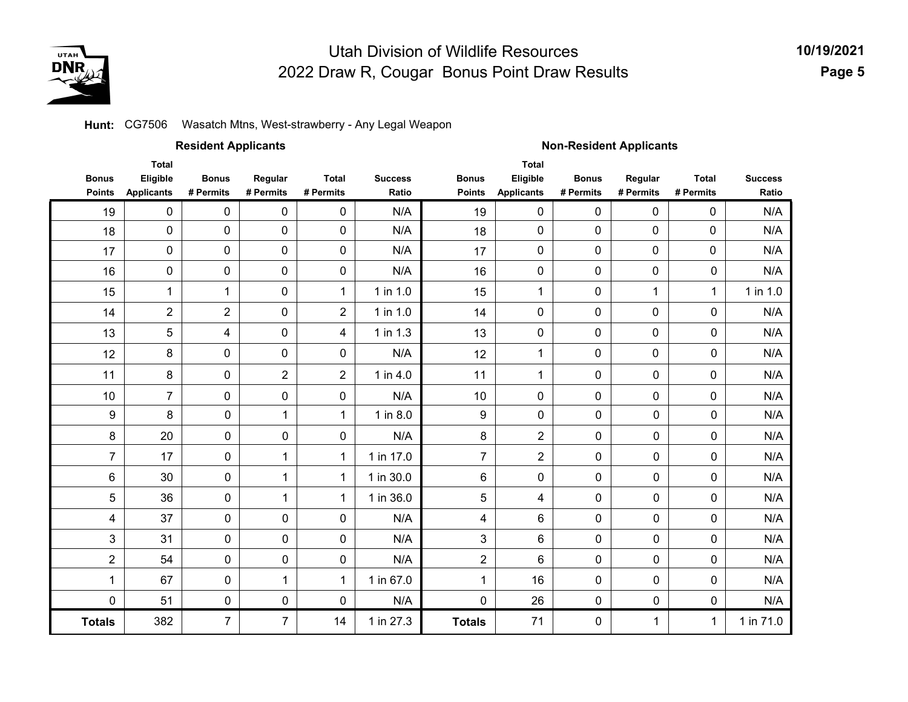# Utah Division of Wildlife Resources
## 2022 Draw R, Cougar Bonus Point Draw Results

**Hunt:** CG7506 Wasatch Mtns, West-strawberry - Any Legal Weapon

| Resident Applicants | | | | | | Non-Resident Applicants | | | | | |
|---|---|---|---|---|---|---|---|---|---|---|---|
| Bonus Points | Total Eligible Applicants | Bonus # Permits | Regular # Permits | Total # Permits | Success Ratio | Bonus Points | Total Eligible Applicants | Bonus # Permits | Regular # Permits | Total # Permits | Success Ratio |
| 19 | 0 | 0 | 0 | 0 | N/A | 19 | 0 | 0 | 0 | 0 | N/A |
| 18 | 0 | 0 | 0 | 0 | N/A | 18 | 0 | 0 | 0 | 0 | N/A |
| 17 | 0 | 0 | 0 | 0 | N/A | 17 | 0 | 0 | 0 | 0 | N/A |
| 16 | 0 | 0 | 0 | 0 | N/A | 16 | 0 | 0 | 0 | 0 | N/A |
| 15 | 1 | 1 | 0 | 1 | 1 in 1.0 | 15 | 1 | 0 | 1 | 1 | 1 in 1.0 |
| 14 | 2 | 2 | 0 | 2 | 1 in 1.0 | 14 | 0 | 0 | 0 | 0 | N/A |
| 13 | 5 | 4 | 0 | 4 | 1 in 1.3 | 13 | 0 | 0 | 0 | 0 | N/A |
| 12 | 8 | 0 | 0 | 0 | N/A | 12 | 1 | 0 | 0 | 0 | N/A |
| 11 | 8 | 0 | 2 | 2 | 1 in 4.0 | 11 | 1 | 0 | 0 | 0 | N/A |
| 10 | 7 | 0 | 0 | 0 | N/A | 10 | 0 | 0 | 0 | 0 | N/A |
| 9 | 8 | 0 | 1 | 1 | 1 in 8.0 | 9 | 0 | 0 | 0 | 0 | N/A |
| 8 | 20 | 0 | 0 | 0 | N/A | 8 | 2 | 0 | 0 | 0 | N/A |
| 7 | 17 | 0 | 1 | 1 | 1 in 17.0 | 7 | 2 | 0 | 0 | 0 | N/A |
| 6 | 30 | 0 | 1 | 1 | 1 in 30.0 | 6 | 0 | 0 | 0 | 0 | N/A |
| 5 | 36 | 0 | 1 | 1 | 1 in 36.0 | 5 | 4 | 0 | 0 | 0 | N/A |
| 4 | 37 | 0 | 0 | 0 | N/A | 4 | 6 | 0 | 0 | 0 | N/A |
| 3 | 31 | 0 | 0 | 0 | N/A | 3 | 6 | 0 | 0 | 0 | N/A |
| 2 | 54 | 0 | 0 | 0 | N/A | 2 | 6 | 0 | 0 | 0 | N/A |
| 1 | 67 | 0 | 1 | 1 | 1 in 67.0 | 1 | 16 | 0 | 0 | 0 | N/A |
| 0 | 51 | 0 | 0 | 0 | N/A | 0 | 26 | 0 | 0 | 0 | N/A |
| **Totals** | 382 | 7 | 7 | 14 | 1 in 27.3 | **Totals** | 71 | 0 | 1 | 1 | 1 in 71.0 |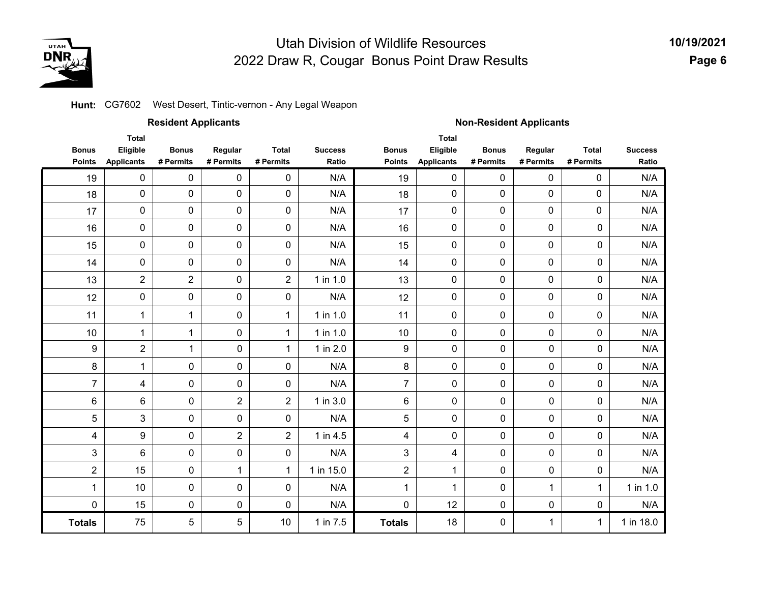# Utah Division of Wildlife Resources

## 2022 Draw R, Cougar Bonus Point Draw Results

**Hunt:** CG7602 West Desert, Tintic-vernon - Any Legal Weapon

| Resident Applicants | | | | | | Non-Resident Applicants | | | | | |
|---|---|---|---|---|---|---|---|---|---|---|---|
| Bonus Points | Total Eligible Applicants | Bonus # Permits | Regular # Permits | Total # Permits | Success Ratio | Bonus Points | Total Eligible Applicants | Bonus # Permits | Regular # Permits | Total # Permits | Success Ratio |
| 19 | 0 | 0 | 0 | 0 | N/A | 19 | 0 | 0 | 0 | 0 | N/A |
| 18 | 0 | 0 | 0 | 0 | N/A | 18 | 0 | 0 | 0 | 0 | N/A |
| 17 | 0 | 0 | 0 | 0 | N/A | 17 | 0 | 0 | 0 | 0 | N/A |
| 16 | 0 | 0 | 0 | 0 | N/A | 16 | 0 | 0 | 0 | 0 | N/A |
| 15 | 0 | 0 | 0 | 0 | N/A | 15 | 0 | 0 | 0 | 0 | N/A |
| 14 | 0 | 0 | 0 | 0 | N/A | 14 | 0 | 0 | 0 | 0 | N/A |
| 13 | 2 | 2 | 0 | 2 | 1 in 1.0 | 13 | 0 | 0 | 0 | 0 | N/A |
| 12 | 0 | 0 | 0 | 0 | N/A | 12 | 0 | 0 | 0 | 0 | N/A |
| 11 | 1 | 1 | 0 | 1 | 1 in 1.0 | 11 | 0 | 0 | 0 | 0 | N/A |
| 10 | 1 | 1 | 0 | 1 | 1 in 1.0 | 10 | 0 | 0 | 0 | 0 | N/A |
| 9 | 2 | 1 | 0 | 1 | 1 in 2.0 | 9 | 0 | 0 | 0 | 0 | N/A |
| 8 | 1 | 0 | 0 | 0 | N/A | 8 | 0 | 0 | 0 | 0 | N/A |
| 7 | 4 | 0 | 0 | 0 | N/A | 7 | 0 | 0 | 0 | 0 | N/A |
| 6 | 6 | 0 | 2 | 2 | 1 in 3.0 | 6 | 0 | 0 | 0 | 0 | N/A |
| 5 | 3 | 0 | 0 | 0 | N/A | 5 | 0 | 0 | 0 | 0 | N/A |
| 4 | 9 | 0 | 2 | 2 | 1 in 4.5 | 4 | 0 | 0 | 0 | 0 | N/A |
| 3 | 6 | 0 | 0 | 0 | N/A | 3 | 4 | 0 | 0 | 0 | N/A |
| 2 | 15 | 0 | 1 | 1 | 1 in 15.0 | 2 | 1 | 0 | 0 | 0 | N/A |
| 1 | 10 | 0 | 0 | 0 | N/A | 1 | 1 | 0 | 1 | 1 | 1 in 1.0 |
| 0 | 15 | 0 | 0 | 0 | N/A | 0 | 12 | 0 | 0 | 0 | N/A |
| **Totals** | 75 | 5 | 5 | 10 | 1 in 7.5 | **Totals** | 18 | 0 | 1 | 1 | 1 in 18.0 |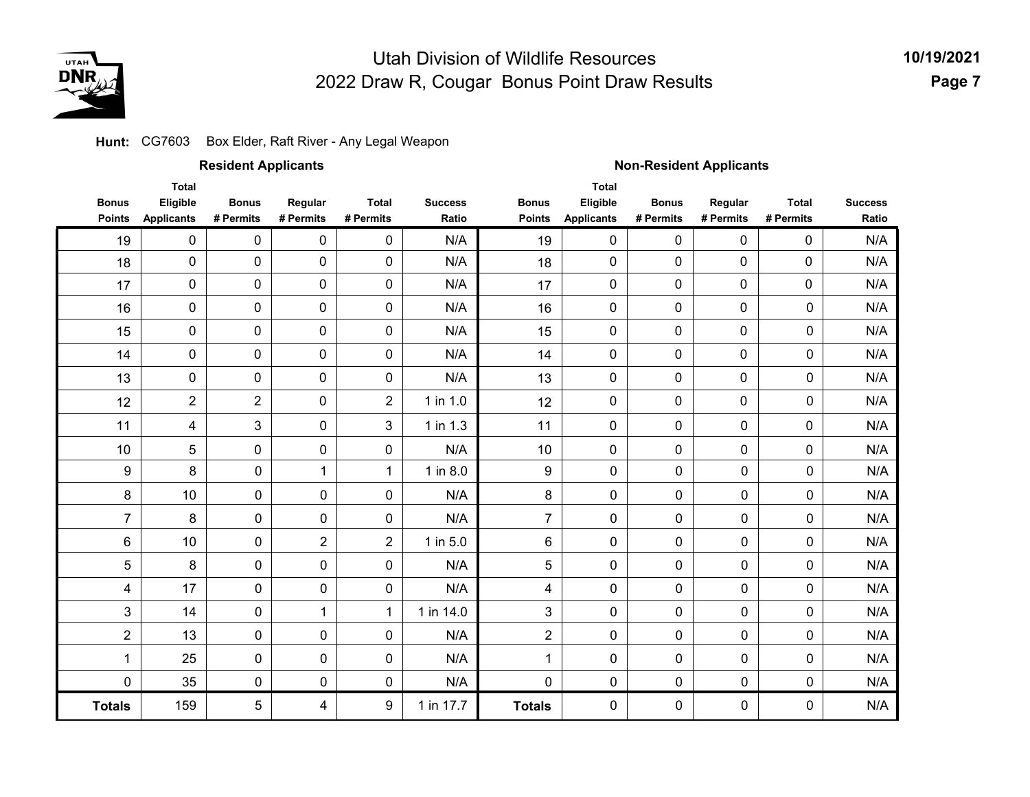# Utah Division of Wildlife Resources
## 2022 Draw R, Cougar Bonus Point Draw Results

10/19/2021

**Hunt:** CG7603 Box Elder, Raft River - Any Legal Weapon

| Resident Applicants | | | | | | Non-Resident Applicants | | | | | |
|---|---|---|---|---|---|---|---|---|---|---|---|
| Bonus Points | Total Eligible Applicants | Bonus # Permits | Regular # Permits | Total # Permits | Success Ratio | Bonus Points | Total Eligible Applicants | Bonus # Permits | Regular # Permits | Total # Permits | Success Ratio |
| 19 | 0 | 0 | 0 | 0 | N/A | 19 | 0 | 0 | 0 | 0 | N/A |
| 18 | 0 | 0 | 0 | 0 | N/A | 18 | 0 | 0 | 0 | 0 | N/A |
| 17 | 0 | 0 | 0 | 0 | N/A | 17 | 0 | 0 | 0 | 0 | N/A |
| 16 | 0 | 0 | 0 | 0 | N/A | 16 | 0 | 0 | 0 | 0 | N/A |
| 15 | 0 | 0 | 0 | 0 | N/A | 15 | 0 | 0 | 0 | 0 | N/A |
| 14 | 0 | 0 | 0 | 0 | N/A | 14 | 0 | 0 | 0 | 0 | N/A |
| 13 | 0 | 0 | 0 | 0 | N/A | 13 | 0 | 0 | 0 | 0 | N/A |
| 12 | 2 | 2 | 0 | 2 | 1 in 1.0 | 12 | 0 | 0 | 0 | 0 | N/A |
| 11 | 4 | 3 | 0 | 3 | 1 in 1.3 | 11 | 0 | 0 | 0 | 0 | N/A |
| 10 | 5 | 0 | 0 | 0 | N/A | 10 | 0 | 0 | 0 | 0 | N/A |
| 9 | 8 | 0 | 1 | 1 | 1 in 8.0 | 9 | 0 | 0 | 0 | 0 | N/A |
| 8 | 10 | 0 | 0 | 0 | N/A | 8 | 0 | 0 | 0 | 0 | N/A |
| 7 | 8 | 0 | 0 | 0 | N/A | 7 | 0 | 0 | 0 | 0 | N/A |
| 6 | 10 | 0 | 2 | 2 | 1 in 5.0 | 6 | 0 | 0 | 0 | 0 | N/A |
| 5 | 8 | 0 | 0 | 0 | N/A | 5 | 0 | 0 | 0 | 0 | N/A |
| 4 | 17 | 0 | 0 | 0 | N/A | 4 | 0 | 0 | 0 | 0 | N/A |
| 3 | 14 | 0 | 1 | 1 | 1 in 14.0 | 3 | 0 | 0 | 0 | 0 | N/A |
| 2 | 13 | 0 | 0 | 0 | N/A | 2 | 0 | 0 | 0 | 0 | N/A |
| 1 | 25 | 0 | 0 | 0 | N/A | 1 | 0 | 0 | 0 | 0 | N/A |
| 0 | 35 | 0 | 0 | 0 | N/A | 0 | 0 | 0 | 0 | 0 | N/A |
| **Totals** | 159 | 5 | 4 | 9 | 1 in 17.7 | **Totals** | 0 | 0 | 0 | 0 | N/A |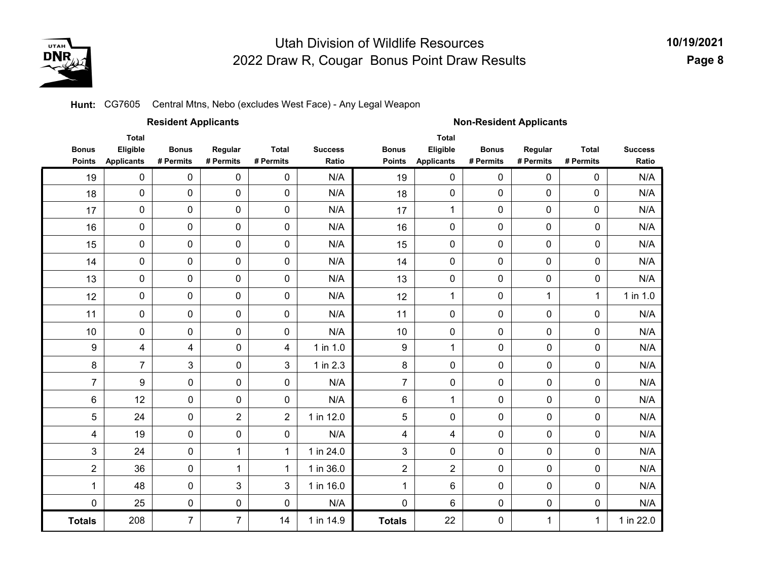# Utah Division of Wildlife Resources
## 2022 Draw R, Cougar Bonus Point Draw Results

**Hunt:** CG7605 Central Mtns, Nebo (excludes West Face) - Any Legal Weapon

| Resident Applicants | | | | | | Non-Resident Applicants | | | | | |
|---|---|---|---|---|---|---|---|---|---|---|---|
| Bonus Points | Total Eligible Applicants | Bonus # Permits | Regular # Permits | Total # Permits | Success Ratio | Bonus Points | Total Eligible Applicants | Bonus # Permits | Regular # Permits | Total # Permits | Success Ratio |
| 19 | 0 | 0 | 0 | 0 | N/A | 19 | 0 | 0 | 0 | 0 | N/A |
| 18 | 0 | 0 | 0 | 0 | N/A | 18 | 0 | 0 | 0 | 0 | N/A |
| 17 | 0 | 0 | 0 | 0 | N/A | 17 | 1 | 0 | 0 | 0 | N/A |
| 16 | 0 | 0 | 0 | 0 | N/A | 16 | 0 | 0 | 0 | 0 | N/A |
| 15 | 0 | 0 | 0 | 0 | N/A | 15 | 0 | 0 | 0 | 0 | N/A |
| 14 | 0 | 0 | 0 | 0 | N/A | 14 | 0 | 0 | 0 | 0 | N/A |
| 13 | 0 | 0 | 0 | 0 | N/A | 13 | 0 | 0 | 0 | 0 | N/A |
| 12 | 0 | 0 | 0 | 0 | N/A | 12 | 1 | 0 | 1 | 1 | 1 in 1.0 |
| 11 | 0 | 0 | 0 | 0 | N/A | 11 | 0 | 0 | 0 | 0 | N/A |
| 10 | 0 | 0 | 0 | 0 | N/A | 10 | 0 | 0 | 0 | 0 | N/A |
| 9 | 4 | 4 | 0 | 4 | 1 in 1.0 | 9 | 1 | 0 | 0 | 0 | N/A |
| 8 | 7 | 3 | 0 | 3 | 1 in 2.3 | 8 | 0 | 0 | 0 | 0 | N/A |
| 7 | 9 | 0 | 0 | 0 | N/A | 7 | 0 | 0 | 0 | 0 | N/A |
| 6 | 12 | 0 | 0 | 0 | N/A | 6 | 1 | 0 | 0 | 0 | N/A |
| 5 | 24 | 0 | 2 | 2 | 1 in 12.0 | 5 | 0 | 0 | 0 | 0 | N/A |
| 4 | 19 | 0 | 0 | 0 | N/A | 4 | 4 | 0 | 0 | 0 | N/A |
| 3 | 24 | 0 | 1 | 1 | 1 in 24.0 | 3 | 0 | 0 | 0 | 0 | N/A |
| 2 | 36 | 0 | 1 | 1 | 1 in 36.0 | 2 | 2 | 0 | 0 | 0 | N/A |
| 1 | 48 | 0 | 3 | 3 | 1 in 16.0 | 1 | 6 | 0 | 0 | 0 | N/A |
| 0 | 25 | 0 | 0 | 0 | N/A | 0 | 6 | 0 | 0 | 0 | N/A |
| **Totals** | 208 | 7 | 7 | 14 | 1 in 14.9 | **Totals** | 22 | 0 | 1 | 1 | 1 in 22.0 |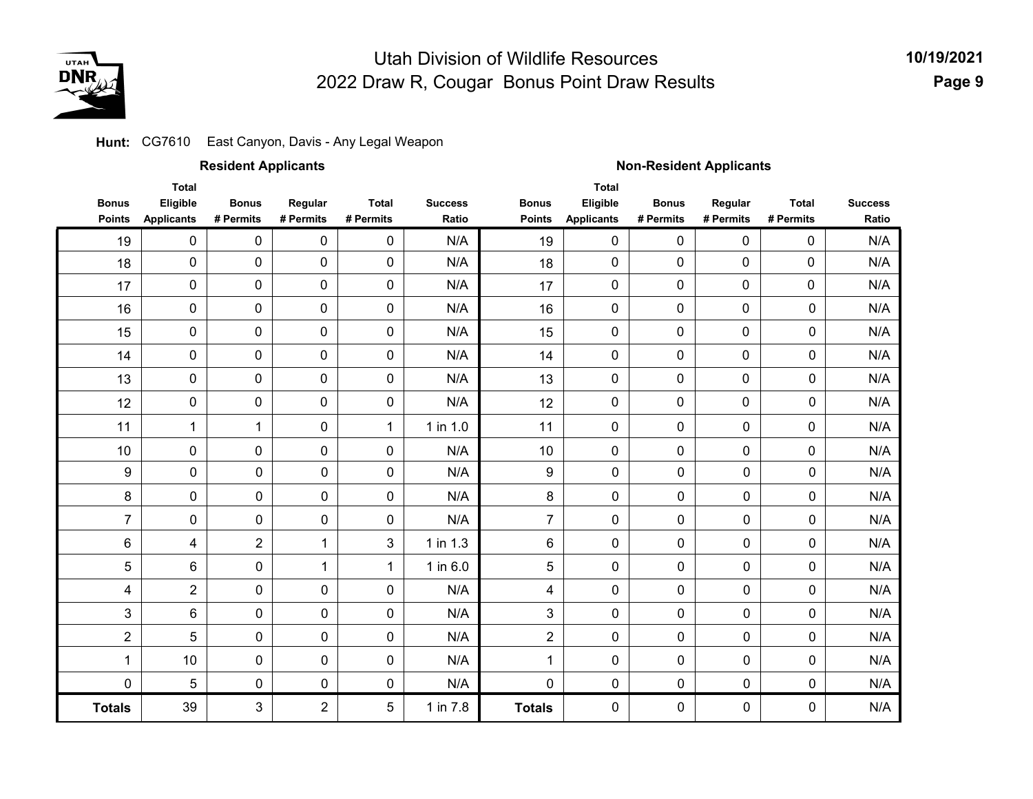# Utah Division of Wildlife Resources
## 2022 Draw R, Cougar Bonus Point Draw Results

**Hunt:** CG7610 East Canyon, Davis - Any Legal Weapon

| Resident Applicants | | | | | | Non-Resident Applicants | | | | | |
|---|---|---|---|---|---|---|---|---|---|---|---|
| Bonus Points | Total Eligible Applicants | Bonus # Permits | Regular # Permits | Total # Permits | Success Ratio | Bonus Points | Total Eligible Applicants | Bonus # Permits | Regular # Permits | Total # Permits | Success Ratio |
| 19 | 0 | 0 | 0 | 0 | N/A | 19 | 0 | 0 | 0 | 0 | N/A |
| 18 | 0 | 0 | 0 | 0 | N/A | 18 | 0 | 0 | 0 | 0 | N/A |
| 17 | 0 | 0 | 0 | 0 | N/A | 17 | 0 | 0 | 0 | 0 | N/A |
| 16 | 0 | 0 | 0 | 0 | N/A | 16 | 0 | 0 | 0 | 0 | N/A |
| 15 | 0 | 0 | 0 | 0 | N/A | 15 | 0 | 0 | 0 | 0 | N/A |
| 14 | 0 | 0 | 0 | 0 | N/A | 14 | 0 | 0 | 0 | 0 | N/A |
| 13 | 0 | 0 | 0 | 0 | N/A | 13 | 0 | 0 | 0 | 0 | N/A |
| 12 | 0 | 0 | 0 | 0 | N/A | 12 | 0 | 0 | 0 | 0 | N/A |
| 11 | 1 | 1 | 0 | 1 | 1 in 1.0 | 11 | 0 | 0 | 0 | 0 | N/A |
| 10 | 0 | 0 | 0 | 0 | N/A | 10 | 0 | 0 | 0 | 0 | N/A |
| 9 | 0 | 0 | 0 | 0 | N/A | 9 | 0 | 0 | 0 | 0 | N/A |
| 8 | 0 | 0 | 0 | 0 | N/A | 8 | 0 | 0 | 0 | 0 | N/A |
| 7 | 0 | 0 | 0 | 0 | N/A | 7 | 0 | 0 | 0 | 0 | N/A |
| 6 | 4 | 2 | 1 | 3 | 1 in 1.3 | 6 | 0 | 0 | 0 | 0 | N/A |
| 5 | 6 | 0 | 1 | 1 | 1 in 6.0 | 5 | 0 | 0 | 0 | 0 | N/A |
| 4 | 2 | 0 | 0 | 0 | N/A | 4 | 0 | 0 | 0 | 0 | N/A |
| 3 | 6 | 0 | 0 | 0 | N/A | 3 | 0 | 0 | 0 | 0 | N/A |
| 2 | 5 | 0 | 0 | 0 | N/A | 2 | 0 | 0 | 0 | 0 | N/A |
| 1 | 10 | 0 | 0 | 0 | N/A | 1 | 0 | 0 | 0 | 0 | N/A |
| 0 | 5 | 0 | 0 | 0 | N/A | 0 | 0 | 0 | 0 | 0 | N/A |
| **Totals** | 39 | 3 | 2 | 5 | 1 in 7.8 | **Totals** | 0 | 0 | 0 | 0 | N/A |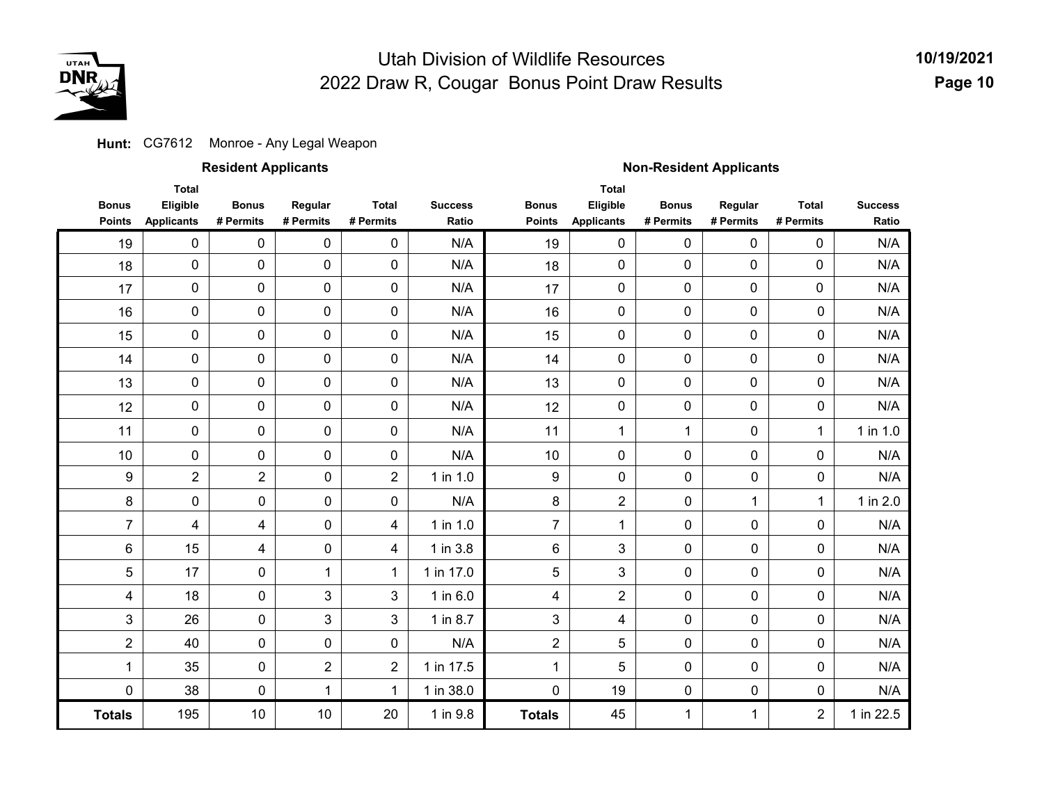# Utah Division of Wildlife Resources
## 2022 Draw R, Cougar Bonus Point Draw Results

**10/19/2021**

**Hunt:** CG7612 Monroe - Any Legal Weapon

| Resident Applicants | | | | | | Non-Resident Applicants | | | | | |
|---|---|---|---|---|---|---|---|---|---|---|---|
| Bonus Points | Total Eligible Applicants | Bonus # Permits | Regular # Permits | Total # Permits | Success Ratio | Bonus Points | Total Eligible Applicants | Bonus # Permits | Regular # Permits | Total # Permits | Success Ratio |
| 19 | 0 | 0 | 0 | 0 | N/A | 19 | 0 | 0 | 0 | 0 | N/A |
| 18 | 0 | 0 | 0 | 0 | N/A | 18 | 0 | 0 | 0 | 0 | N/A |
| 17 | 0 | 0 | 0 | 0 | N/A | 17 | 0 | 0 | 0 | 0 | N/A |
| 16 | 0 | 0 | 0 | 0 | N/A | 16 | 0 | 0 | 0 | 0 | N/A |
| 15 | 0 | 0 | 0 | 0 | N/A | 15 | 0 | 0 | 0 | 0 | N/A |
| 14 | 0 | 0 | 0 | 0 | N/A | 14 | 0 | 0 | 0 | 0 | N/A |
| 13 | 0 | 0 | 0 | 0 | N/A | 13 | 0 | 0 | 0 | 0 | N/A |
| 12 | 0 | 0 | 0 | 0 | N/A | 12 | 0 | 0 | 0 | 0 | N/A |
| 11 | 0 | 0 | 0 | 0 | N/A | 11 | 1 | 1 | 0 | 1 | 1 in 1.0 |
| 10 | 0 | 0 | 0 | 0 | N/A | 10 | 0 | 0 | 0 | 0 | N/A |
| 9 | 2 | 2 | 0 | 2 | 1 in 1.0 | 9 | 0 | 0 | 0 | 0 | N/A |
| 8 | 0 | 0 | 0 | 0 | N/A | 8 | 2 | 0 | 1 | 1 | 1 in 2.0 |
| 7 | 4 | 4 | 0 | 4 | 1 in 1.0 | 7 | 1 | 0 | 0 | 0 | N/A |
| 6 | 15 | 4 | 0 | 4 | 1 in 3.8 | 6 | 3 | 0 | 0 | 0 | N/A |
| 5 | 17 | 0 | 1 | 1 | 1 in 17.0 | 5 | 3 | 0 | 0 | 0 | N/A |
| 4 | 18 | 0 | 3 | 3 | 1 in 6.0 | 4 | 2 | 0 | 0 | 0 | N/A |
| 3 | 26 | 0 | 3 | 3 | 1 in 8.7 | 3 | 4 | 0 | 0 | 0 | N/A |
| 2 | 40 | 0 | 0 | 0 | N/A | 2 | 5 | 0 | 0 | 0 | N/A |
| 1 | 35 | 0 | 2 | 2 | 1 in 17.5 | 1 | 5 | 0 | 0 | 0 | N/A |
| 0 | 38 | 0 | 1 | 1 | 1 in 38.0 | 0 | 19 | 0 | 0 | 0 | N/A |
| **Totals** | 195 | 10 | 10 | 20 | 1 in 9.8 | **Totals** | 45 | 1 | 1 | 2 | 1 in 22.5 |